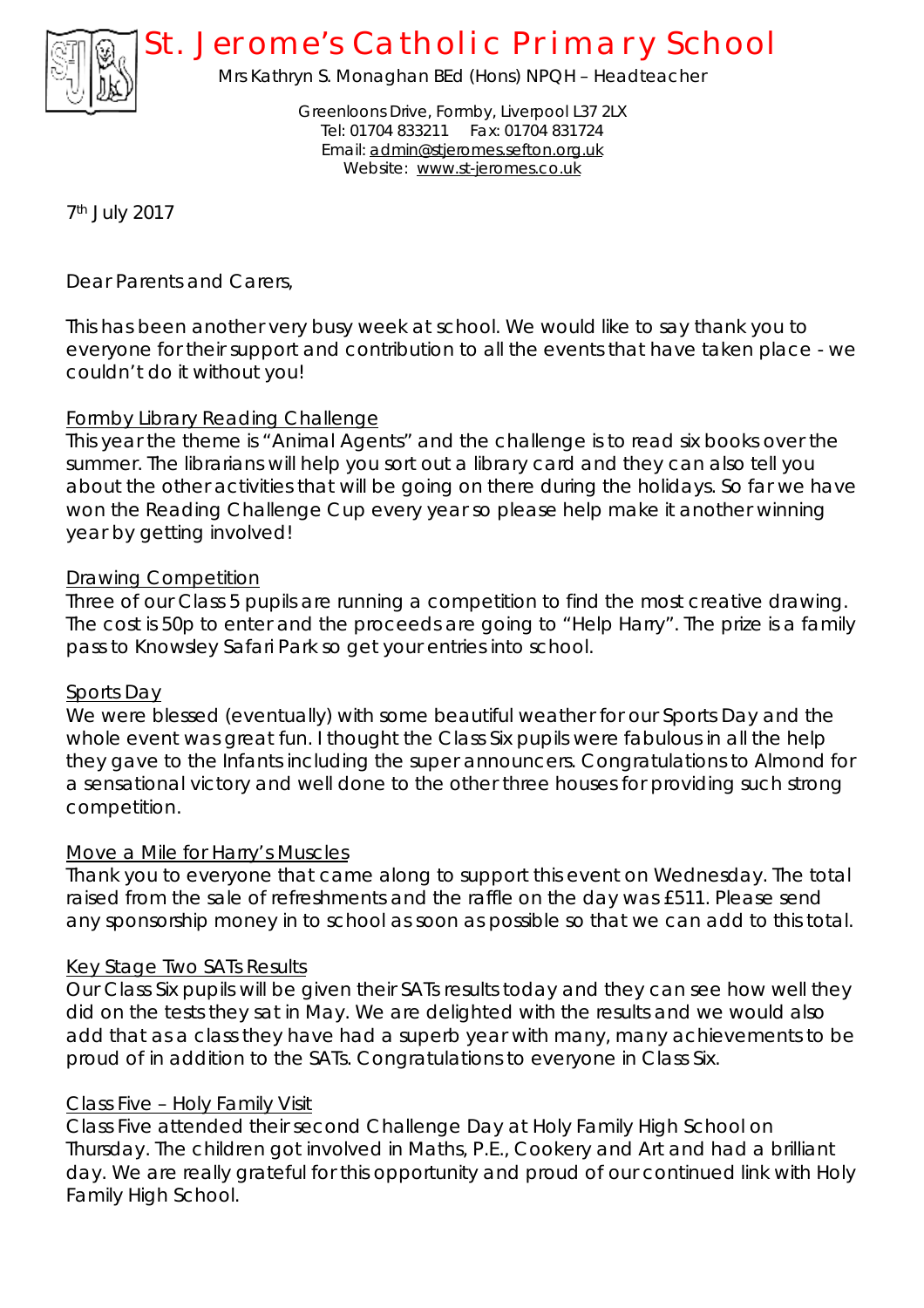# St. Jerome's Catholic Primary School

Mrs Kathryn S. Monaghan BEd (Hons) NPQH – Headteacher

Greenloons Drive, Formby, Liverpool L37 2LX
Tel: 01704 833211 Fax: 01704 831724
Email: admin@stjeromes.sefton.org.uk
Website: www.st-jeromes.co.uk

7th July 2017

Dear Parents and Carers,

This has been another very busy week at school. We would like to say thank you to everyone for their support and contribution to all the events that have taken place - we couldn't do it without you!

## Formby Library Reading Challenge

This year the theme is "Animal Agents" and the challenge is to read six books over the summer. The librarians will help you sort out a library card and they can also tell you about the other activities that will be going on there during the holidays. So far we have won the Reading Challenge Cup every year so please help make it another winning year by getting involved!

## Drawing Competition

Three of our Class 5 pupils are running a competition to find the most creative drawing. The cost is 50p to enter and the proceeds are going to "Help Harry". The prize is a family pass to Knowsley Safari Park so get your entries into school.

## Sports Day

We were blessed (eventually) with some beautiful weather for our Sports Day and the whole event was great fun. I thought the Class Six pupils were fabulous in all the help they gave to the Infants including the super announcers. Congratulations to Almond for a sensational victory and well done to the other three houses for providing such strong competition.

## Move a Mile for Harry's Muscles

Thank you to everyone that came along to support this event on Wednesday. The total raised from the sale of refreshments and the raffle on the day was £511. Please send any sponsorship money in to school as soon as possible so that we can add to this total.

## Key Stage Two SATs Results

Our Class Six pupils will be given their SATs results today and they can see how well they did on the tests they sat in May. We are delighted with the results and we would also add that as a class they have had a superb year with many, many achievements to be proud of in addition to the SATs. Congratulations to everyone in Class Six.

## Class Five – Holy Family Visit

Class Five attended their second Challenge Day at Holy Family High School on Thursday. The children got involved in Maths, P.E., Cookery and Art and had a brilliant day. We are really grateful for this opportunity and proud of our continued link with Holy Family High School.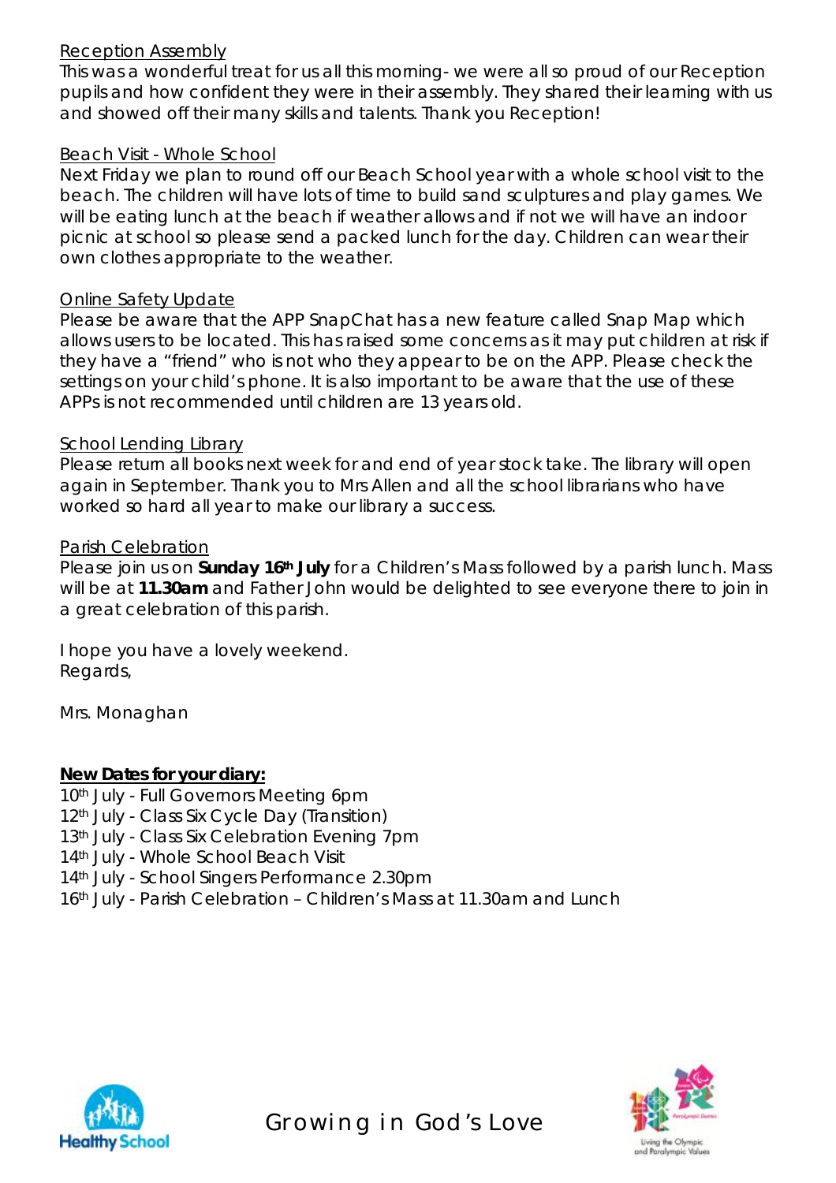Reception Assembly

This was a wonderful treat for us all this morning- we were all so proud of our Reception pupils and how confident they were in their assembly. They shared their learning with us and showed off their many skills and talents. Thank you Reception!

Beach Visit - Whole School

Next Friday we plan to round off our Beach School year with a whole school visit to the beach. The children will have lots of time to build sand sculptures and play games. We will be eating lunch at the beach if weather allows and if not we will have an indoor picnic at school so please send a packed lunch for the day. Children can wear their own clothes appropriate to the weather.

Online Safety Update

Please be aware that the APP SnapChat has a new feature called Snap Map which allows users to be located. This has raised some concerns as it may put children at risk if they have a "friend" who is not who they appear to be on the APP. Please check the settings on your child's phone. It is also important to be aware that the use of these APPs is not recommended until children are 13 years old.

School Lending Library

Please return all books next week for and end of year stock take. The library will open again in September. Thank you to Mrs Allen and all the school librarians who have worked so hard all year to make our library a success.

Parish Celebration

Please join us on **Sunday 16th July** for a Children's Mass followed by a parish lunch. Mass will be at **11.30am** and Father John would be delighted to see everyone there to join in a great celebration of this parish.

I hope you have a lovely weekend.
Regards,

Mrs. Monaghan

**New Dates for your diary:**

10th July - Full Governors Meeting 6pm
12th July - Class Six Cycle Day (Transition)
13th July - Class Six Celebration Evening 7pm
14th July - Whole School Beach Visit
14th July - School Singers Performance 2.30pm
16th July - Parish Celebration – Children's Mass at 11.30am and Lunch

Growing in God's Love